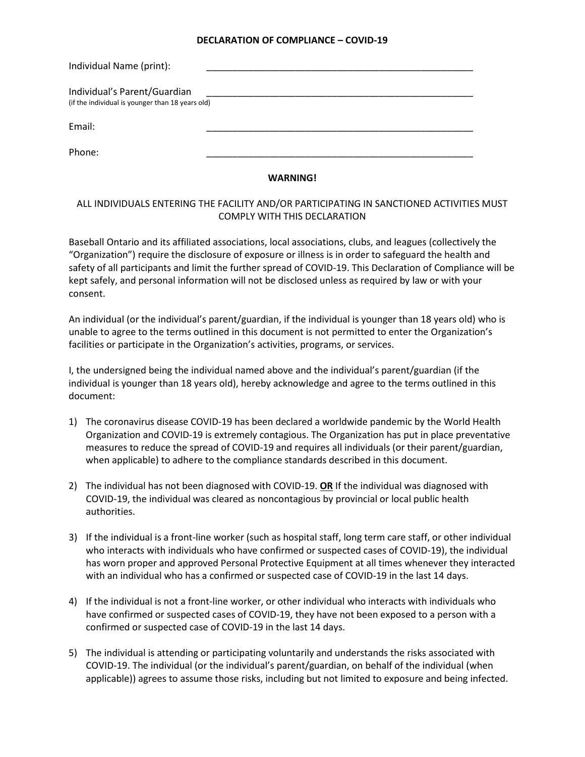# DECLARATION OF COMPLIANCE – COVID-19

Individual Name (print): _____________________________________________________

Individual's Parent/Guardian _____________________________________________________
(if the individual is younger than 18 years old)

Email: _____________________________________________________

Phone: _____________________________________________________

## WARNING!

ALL INDIVIDUALS ENTERING THE FACILITY AND/OR PARTICIPATING IN SANCTIONED ACTIVITIES MUST COMPLY WITH THIS DECLARATION

Baseball Ontario and its affiliated associations, local associations, clubs, and leagues (collectively the "Organization") require the disclosure of exposure or illness is in order to safeguard the health and safety of all participants and limit the further spread of COVID-19. This Declaration of Compliance will be kept safely, and personal information will not be disclosed unless as required by law or with your consent.

An individual (or the individual's parent/guardian, if the individual is younger than 18 years old) who is unable to agree to the terms outlined in this document is not permitted to enter the Organization's facilities or participate in the Organization's activities, programs, or services.

I, the undersigned being the individual named above and the individual's parent/guardian (if the individual is younger than 18 years old), hereby acknowledge and agree to the terms outlined in this document:

1) The coronavirus disease COVID-19 has been declared a worldwide pandemic by the World Health Organization and COVID-19 is extremely contagious. The Organization has put in place preventative measures to reduce the spread of COVID-19 and requires all individuals (or their parent/guardian, when applicable) to adhere to the compliance standards described in this document.

2) The individual has not been diagnosed with COVID-19. **OR** If the individual was diagnosed with COVID-19, the individual was cleared as noncontagious by provincial or local public health authorities.

3) If the individual is a front-line worker (such as hospital staff, long term care staff, or other individual who interacts with individuals who have confirmed or suspected cases of COVID-19), the individual has worn proper and approved Personal Protective Equipment at all times whenever they interacted with an individual who has a confirmed or suspected case of COVID-19 in the last 14 days.

4) If the individual is not a front-line worker, or other individual who interacts with individuals who have confirmed or suspected cases of COVID-19, they have not been exposed to a person with a confirmed or suspected case of COVID-19 in the last 14 days.

5) The individual is attending or participating voluntarily and understands the risks associated with COVID-19. The individual (or the individual's parent/guardian, on behalf of the individual (when applicable)) agrees to assume those risks, including but not limited to exposure and being infected.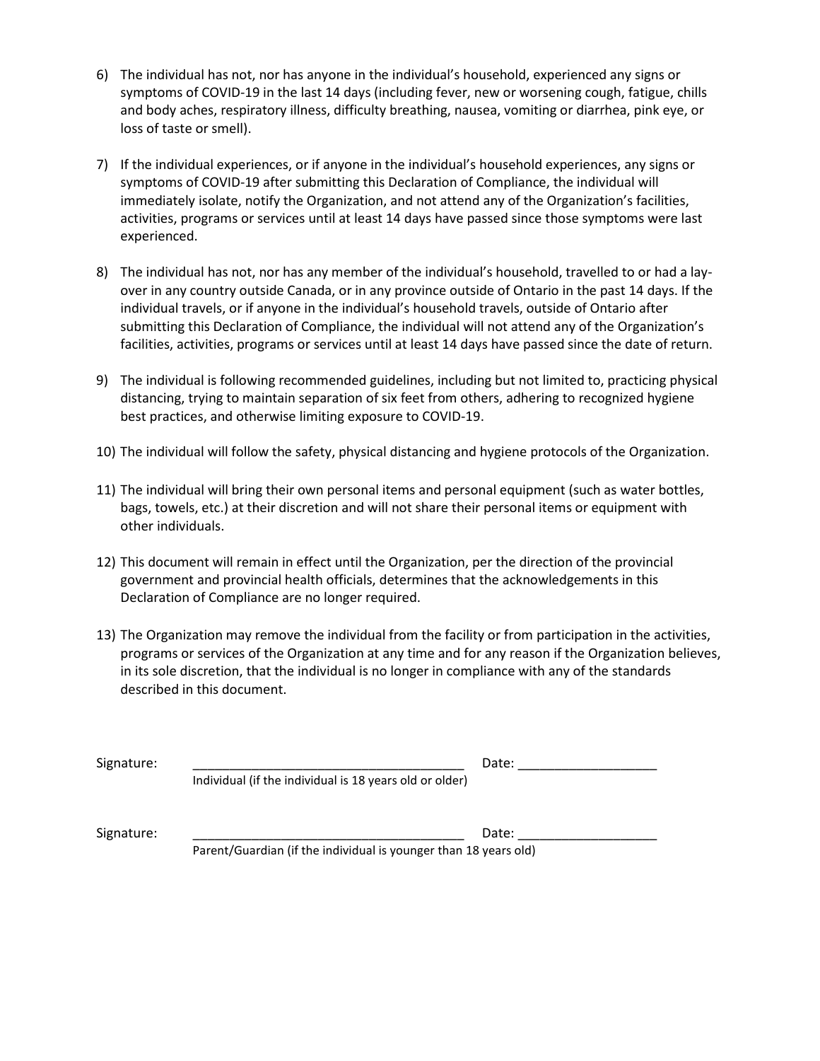6) The individual has not, nor has anyone in the individual's household, experienced any signs or symptoms of COVID-19 in the last 14 days (including fever, new or worsening cough, fatigue, chills and body aches, respiratory illness, difficulty breathing, nausea, vomiting or diarrhea, pink eye, or loss of taste or smell).

7) If the individual experiences, or if anyone in the individual's household experiences, any signs or symptoms of COVID-19 after submitting this Declaration of Compliance, the individual will immediately isolate, notify the Organization, and not attend any of the Organization's facilities, activities, programs or services until at least 14 days have passed since those symptoms were last experienced.

8) The individual has not, nor has any member of the individual's household, travelled to or had a lay-over in any country outside Canada, or in any province outside of Ontario in the past 14 days. If the individual travels, or if anyone in the individual's household travels, outside of Ontario after submitting this Declaration of Compliance, the individual will not attend any of the Organization's facilities, activities, programs or services until at least 14 days have passed since the date of return.

9) The individual is following recommended guidelines, including but not limited to, practicing physical distancing, trying to maintain separation of six feet from others, adhering to recognized hygiene best practices, and otherwise limiting exposure to COVID-19.

10) The individual will follow the safety, physical distancing and hygiene protocols of the Organization.

11) The individual will bring their own personal items and personal equipment (such as water bottles, bags, towels, etc.) at their discretion and will not share their personal items or equipment with other individuals.

12) This document will remain in effect until the Organization, per the direction of the provincial government and provincial health officials, determines that the acknowledgements in this Declaration of Compliance are no longer required.

13) The Organization may remove the individual from the facility or from participation in the activities, programs or services of the Organization at any time and for any reason if the Organization believes, in its sole discretion, that the individual is no longer in compliance with any of the standards described in this document.

Signature: ______________________________________ Date: ___________________
Individual (if the individual is 18 years old or older)

Signature: ______________________________________ Date: ___________________
Parent/Guardian (if the individual is younger than 18 years old)